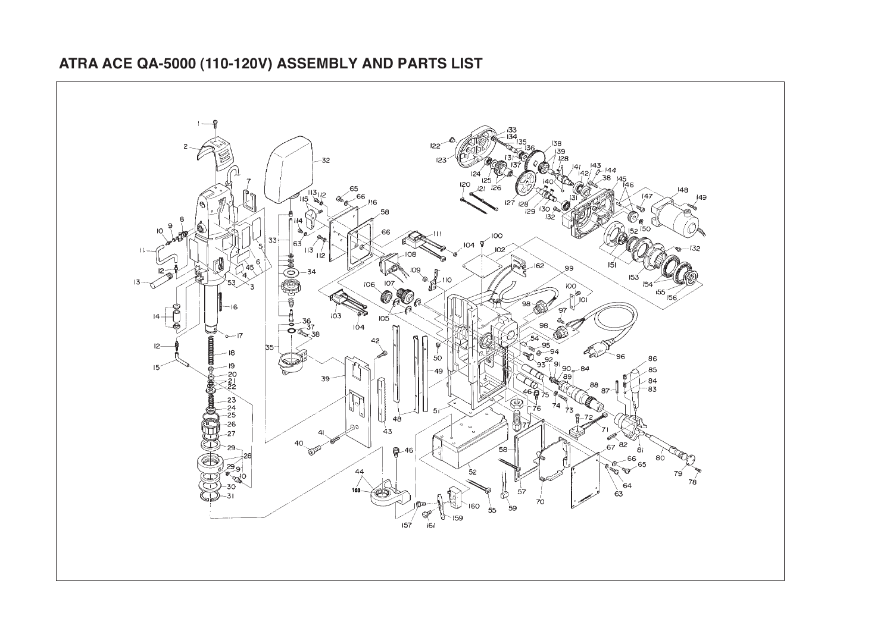# ATRA ACE QA-5000 (110-120V) ASSEMBLY AND PARTS LIST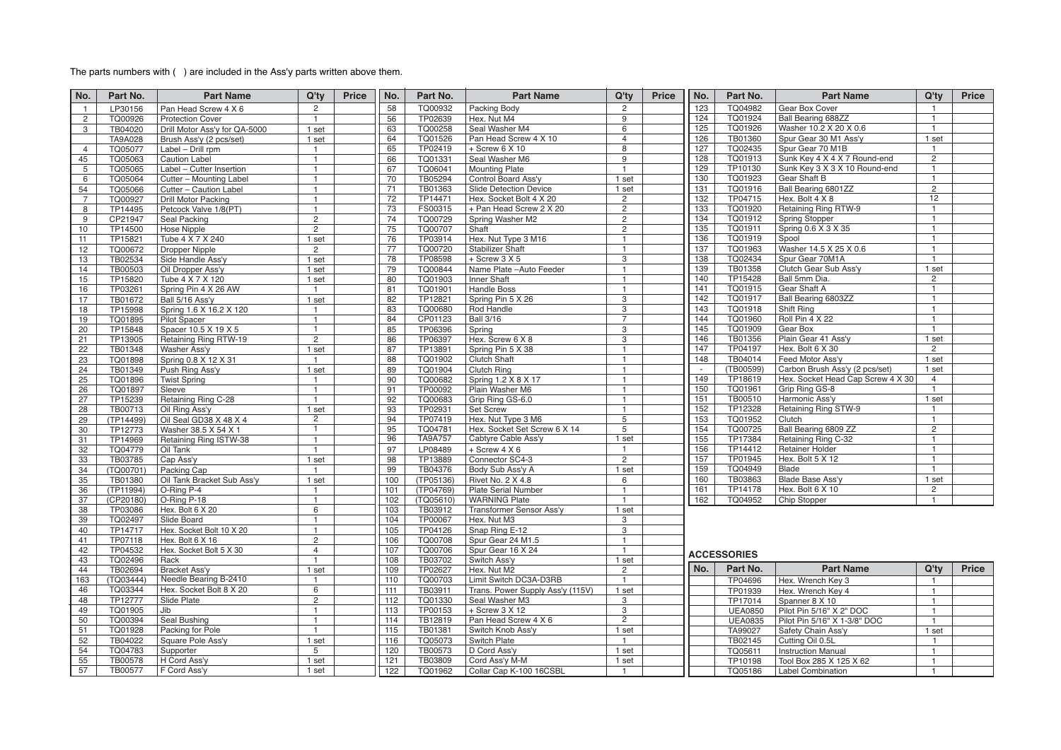The parts numbers with ( ) are included in the Ass'y parts written above them.

| No. | Part No. | Part Name | Q'ty | Price |
|---|---|---|---|---|
| 1 | LP30156 | Pan Head Screw 4 X 6 | 2 | |
| 2 | TQ00926 | Protection Cover | 1 | |
| 3 | TB04020 | Drill Motor Ass'y for QA-5000 | 1 set | |
| | TA9A028 | Brush Ass'y (2 pcs/set) | 1 set | |
| 4 | TQ05077 | Label – Drill rpm | 1 | |
| 45 | TQ05063 | Caution Label | 1 | |
| 5 | TQ05065 | Label – Cutter Insertion | 1 | |
| 6 | TQ05064 | Cutter – Mounting Label | 1 | |
| 54 | TQ05066 | Cutter – Caution Label | 1 | |
| 7 | TQ00927 | Drill Motor Packing | 1 | |
| 8 | TP14495 | Petcock Valve 1/8(PT) | 1 | |
| 9 | CP21947 | Seal Packing | 2 | |
| 10 | TP14500 | Hose Nipple | 2 | |
| 11 | TP15821 | Tube 4 X 7 X 240 | 1 set | |
| 12 | TQ00672 | Dropper Nipple | 2 | |
| 13 | TB02534 | Side Handle Ass'y | 1 set | |
| 14 | TB00503 | Oil Dropper Ass'y | 1 set | |
| 15 | TP15820 | Tube 4 X 7 X 120 | 1 set | |
| 16 | TP03261 | Spring Pin 4 X 26 AW | 1 | |
| 17 | TB01672 | Ball 5/16 Ass'y | 1 set | |
| 18 | TP15998 | Spring 1.6 X 16.2 X 120 | 1 | |
| 19 | TQ01895 | Pilot Spacer | 1 | |
| 20 | TP15848 | Spacer 10.5 X 19 X 5 | 1 | |
| 21 | TP13905 | Retaining Ring RTW-19 | 2 | |
| 22 | TB01348 | Washer Ass'y | 1 set | |
| 23 | TQ01898 | Spring 0.8 X 12 X 31 | 1 | |
| 24 | TB01349 | Push Ring Ass'y | 1 set | |
| 25 | TQ01896 | Twist Spring | 1 | |
| 26 | TQ01897 | Sleeve | 1 | |
| 27 | TP15239 | Retaining Ring C-28 | 1 | |
| 28 | TB00713 | Oil Ring Ass'y | 1 set | |
| 29 | (TP14499) | Oil Seal GD38 X 48 X 4 | 2 | |
| 30 | TP12773 | Washer 38.5 X 54 X 1 | 1 | |
| 31 | TP14969 | Retaining Ring ISTW-38 | 1 | |
| 32 | TQ04779 | Oil Tank | 1 | |
| 33 | TB03785 | Cap Ass'y | 1 set | |
| 34 | (TQ00701) | Packing Cap | 1 | |
| 35 | TB01380 | Oil Tank Bracket Sub Ass'y | 1 set | |
| 36 | (TP11994) | O-Ring P-4 | 1 | |
| 37 | (CP20180) | O-Ring P-18 | 1 | |
| 38 | TP03086 | Hex. Bolt 6 X 20 | 6 | |
| 39 | TQ02497 | Slide Board | 1 | |
| 40 | TP14717 | Hex. Socket Bolt 10 X 20 | 1 | |
| 41 | TP07118 | Hex. Bolt 6 X 16 | 2 | |
| 42 | TP04532 | Hex. Socket Bolt 5 X 30 | 4 | |
| 43 | TQ02496 | Rack | 1 | |
| 44 | TB02694 | Bracket Ass'y | 1 set | |
| 163 | (TQ03444) | Needle Bearing B-2410 | 1 | |
| 46 | TQ03344 | Hex. Socket Bolt 8 X 20 | 6 | |
| 48 | TP12777 | Slide Plate | 2 | |
| 49 | TQ01905 | Jib | 1 | |
| 50 | TQ00394 | Seal Bushing | 1 | |
| 51 | TQ01928 | Packing for Pole | 1 | |
| 52 | TB04022 | Square Pole Ass'y | 1 set | |
| 54 | TQ04783 | Supporter | 5 | |
| 55 | TB00578 | H Cord Ass'y | 1 set | |
| 57 | TB00577 | F Cord Ass'y | 1 set | |
| 58 | TQ00932 | Packing Body | 2 | |
| 56 | TP02639 | Hex. Nut M4 | 9 | |
| 63 | TQ00258 | Seal Washer M4 | 6 | |
| 64 | TQ01526 | Pan Head Screw 4 X 10 | 4 | |
| 65 | TP02419 | + Screw 6 X 10 | 8 | |
| 66 | TQ01331 | Seal Washer M6 | 9 | |
| 67 | TQ06041 | Mounting Plate | 1 | |
| 70 | TB05294 | Control Board Ass'y | 1 set | |
| 71 | TB01363 | Slide Detection Device | 1 set | |
| 72 | TP14471 | Hex. Socket Bolt 4 X 20 | 2 | |
| 73 | FS00315 | + Pan Head Screw 2 X 20 | 2 | |
| 74 | TQ00729 | Spring Washer M2 | 2 | |
| 75 | TQ00707 | Shaft | 2 | |
| 76 | TP03914 | Hex. Nut Type 3 M16 | 1 | |
| 77 | TQ00720 | Stabilizer Shaft | 1 | |
| 78 | TP08598 | + Screw 3 X 5 | 3 | |
| 79 | TQ00844 | Name Plate –Auto Feeder | 1 | |
| 80 | TQ01903 | Inner Shaft | 1 | |
| 81 | TQ01901 | Handle Boss | 1 | |
| 82 | TP12821 | Spring Pin 5 X 26 | 3 | |
| 83 | TQ00680 | Rod Handle | 3 | |
| 84 | CP01123 | Ball 3/16 | 7 | |
| 85 | TP06396 | Spring | 3 | |
| 86 | TP06397 | Hex. Screw 6 X 8 | 3 | |
| 87 | TP13891 | Spring Pin 5 X 38 | 1 | |
| 88 | TQ01902 | Clutch Shaft | 1 | |
| 89 | TQ01904 | Clutch Ring | 1 | |
| 90 | TQ00682 | Spring 1.2 X 8 X 17 | 1 | |
| 91 | TP00092 | Plain Washer M6 | 1 | |
| 92 | TQ00683 | Grip Ring GS-6.0 | 1 | |
| 93 | TP02931 | Set Screw | 1 | |
| 94 | TP07419 | Hex. Nut Type 3 M6 | 5 | |
| 95 | TQ04781 | Hex. Socket Set Screw 6 X 14 | 5 | |
| 96 | TA9A757 | Cabtyre Cable Ass'y | 1 set | |
| 97 | LP08489 | + Screw 4 X 6 | 1 | |
| 98 | TP13889 | Connector SC4-3 | 2 | |
| 99 | TB04376 | Body Sub Ass'y A | 1 set | |
| 100 | (TP05136) | Rivet No. 2 X 4.8 | 6 | |
| 101 | (TP04769) | Plate Serial Number | 1 | |
| 102 | (TQ05610) | WARNING Plate | 1 | |
| 103 | TB03912 | Transformer Sensor Ass'y | 1 set | |
| 104 | TP00067 | Hex. Nut M3 | 3 | |
| 105 | TP04126 | Snap Ring E-12 | 3 | |
| 106 | TQ00708 | Spur Gear 24 M1.5 | 1 | |
| 107 | TQ00706 | Spur Gear 16 X 24 | 1 | |
| 108 | TB03702 | Switch Ass'y | 1 set | |
| 109 | TP02627 | Hex. Nut M2 | 2 | |
| 110 | TQ00703 | Limit Switch DC3A-D3RB | 1 | |
| 111 | TB03911 | Trans. Power Supply Ass'y (115V) | 1 set | |
| 112 | TQ01330 | Seal Washer M3 | 3 | |
| 113 | TP00153 | + Screw 3 X 12 | 3 | |
| 114 | TB12819 | Pan Head Screw 4 X 6 | 2 | |
| 115 | TB01381 | Switch Knob Ass'y | 1 set | |
| 116 | TQ05073 | Switch Plate | 1 | |
| 120 | TB00573 | D Cord Ass'y | 1 set | |
| 121 | TB03809 | Cord Ass'y M-M | 1 set | |
| 122 | TQ01962 | Collar Cap K-100 16CSBL | 1 | |
| 123 | TQ04982 | Gear Box Cover | 1 | |
| 124 | TQ01924 | Ball Bearing 688ZZ | 1 | |
| 125 | TQ01926 | Washer 10.2 X 20 X 0.6 | 1 | |
| 126 | TB01360 | Spur Gear 30 M1 Ass'y | 1 set | |
| 127 | TQ02435 | Spur Gear 70 M1B | 1 | |
| 128 | TQ01913 | Sunk Key 4 X 4 X 7 Round-end | 2 | |
| 129 | TP10130 | Sunk Key 3 X 3 X 10 Round-end | 1 | |
| 130 | TQ01923 | Gear Shaft B | 1 | |
| 131 | TQ01916 | Ball Bearing 6801ZZ | 2 | |
| 132 | TP04715 | Hex. Bolt 4 X 8 | 12 | |
| 133 | TQ01920 | Retaining Ring RTW-9 | 1 | |
| 134 | TQ01912 | Spring Stopper | 1 | |
| 135 | TQ01911 | Spring 0.6 X 3 X 35 | 1 | |
| 136 | TQ01919 | Spool | 1 | |
| 137 | TQ01963 | Washer 14.5 X 25 X 0.6 | 1 | |
| 138 | TQ02434 | Spur Gear 70M1A | 1 | |
| 139 | TB01358 | Clutch Gear Sub Ass'y | 1 set | |
| 140 | TP15428 | Ball 5mm Dia. | 2 | |
| 141 | TQ01915 | Gear Shaft A | 1 | |
| 142 | TQ01917 | Ball Bearing 6803ZZ | 1 | |
| 143 | TQ01918 | Shift Ring | 1 | |
| 144 | TQ01960 | Roll Pin 4 X 22 | 1 | |
| 145 | TQ01909 | Gear Box | 1 | |
| 146 | TB01356 | Plain Gear 41 Ass'y | 1 set | |
| 147 | TP04197 | Hex. Bolt 6 X 30 | 2 | |
| 148 | TB04014 | Feed Motor Ass'y | 1 set | |
| - | (TB00599) | Carbon Brush Ass'y (2 pcs/set) | 1 set | |
| 149 | TP18619 | Hex. Socket Head Cap Screw 4 X 30 | 4 | |
| 150 | TQ01961 | Grip Ring GS-8 | 1 | |
| 151 | TB00510 | Harmonic Ass'y | 1 set | |
| 152 | TP12328 | Retaining Ring STW-9 | 1 | |
| 153 | TQ01952 | Clutch | 1 | |
| 154 | TQ00725 | Ball Bearing 6809 ZZ | 2 | |
| 155 | TP17384 | Retaining Ring C-32 | 1 | |
| 156 | TP14412 | Retainer Holder | 1 | |
| 157 | TP01945 | Hex. Bolt 5 X 12 | 1 | |
| 159 | TQ04949 | Blade | 1 | |
| 160 | TB03863 | Blade Base Ass'y | 1 set | |
| 161 | TP14178 | Hex. Bolt 6 X 10 | 2 | |
| 162 | TQ04952 | Chip Stopper | 1 | |

## ACCESSORIES

| No. | Part No. | Part Name | Q'ty | Price |
|---|---|---|---|---|
| | TP04696 | Hex. Wrench Key 3 | 1 | |
| | TP01939 | Hex. Wrench Key 4 | 1 | |
| | TP17014 | Spanner 8 X 10 | 1 | |
| | UEA0850 | Pilot Pin 5/16" X 2" DOC | 1 | |
| | UEA0835 | Pilot Pin 5/16" X 1-3/8" DOC | 1 | |
| | TA99027 | Safety Chain Ass'y | 1 set | |
| | TB02145 | Cutting Oil 0.5L | 1 | |
| | TQ05611 | Instruction Manual | 1 | |
| | TP10198 | Tool Box 285 X 125 X 62 | 1 | |
| | TQ05186 | Label Combination | 1 | |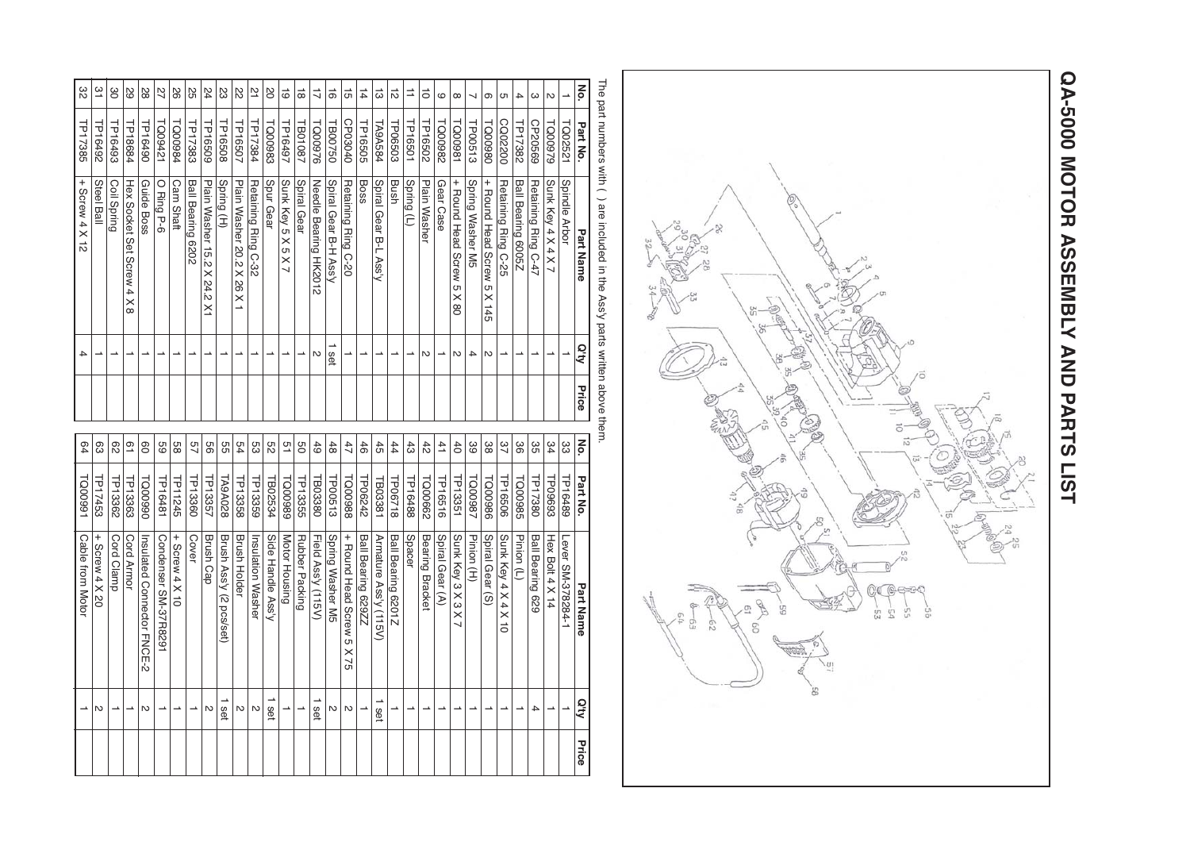# QA-5000 MOTOR ASSEMBLY AND PARTS LIST

The part numbers with ( ) are included in the Ass'y parts written above them.

| No. | Part No. | Part Name | Q'ty | Price |
|---|---|---|---|---|
| 1 | TQ02521 | Spindle Arbor | 1 | |
| 2 | TQ00979 | Sunk Key 4 X 4 X 7 | 1 | |
| 3 | CP20569 | Retaining Ring C-47 | 1 | |
| 4 | TP17382 | Ball Bearing 6005Z | 1 | |
| 5 | CQ02200 | Retaining Ring C-25 | 1 | |
| 6 | TQ00980 | + Round Head Screw 5 X 145 | 2 | |
| 7 | TP00513 | Spring Washer M5 | 4 | |
| 8 | TQ00981 | + Round Head Screw 5 X 80 | 2 | |
| 9 | TQ00982 | Gear Case | 1 | |
| 10 | TP16502 | Plain Washer | 2 | |
| 11 | TP16501 | Spring (L) | 1 | |
| 12 | TP06503 | Bush | 1 | |
| 13 | TA9A584 | Spiral Gear B-L Ass'y | 1 | |
| 14 | TP16505 | Boss | 1 | |
| 15 | CP03040 | Retaining Ring C-20 | 1 | |
| 16 | TB00750 | Spiral Gear B-H Ass'y | 1 set | |
| 17 | TQ00976 | Needle Bearing HK2012 | 2 | |
| 18 | TB01087 | Spiral Gear | 1 | |
| 19 | TP16497 | Sunk Key 5 X 5 X 7 | 1 | |
| 20 | TQ00983 | Spur Gear | 1 | |
| 21 | TP17384 | Retaining Ring C-32 | 1 | |
| 22 | TP16507 | Plain Washer 20.2 X 26 X 1 | 1 | |
| 23 | TP16508 | Spring (H) | 1 | |
| 24 | TP16509 | Plain Washer 15.2 X 24.2 X1 | 1 | |
| 25 | TP17383 | Ball Bearing 6202 | 1 | |
| 26 | TQ00984 | Cam Shaft | 1 | |
| 27 | TQ09421 | O Ring P-6 | 1 | |
| 28 | TP16490 | Guide Boss | 1 | |
| 29 | TP18684 | Hex Socket Set Screw 4 X 8 | 1 | |
| 30 | TP16493 | Coil Spring | 1 | |
| 31 | TP16492 | Steel Ball | 1 | |
| 32 | TP17385 | + Screw 4 X 12 | 4 | |
| 33 | TP16489 | Lever SM-37828-1 | 1 | |
| 34 | TP09693 | Hex Bolt 4 X 14 | 1 | |
| 35 | TP17380 | Ball Bearing 629 | 4 | |
| 36 | TQ00985 | Pinion (L) | 1 | |
| 37 | TP16506 | Sunk Key 4 X 4 X 10 | 1 | |
| 38 | TQ00986 | Spiral Gear (S) | 1 | |
| 39 | TQ00987 | Pinion (H) | 1 | |
| 40 | TP13351 | Sunk Key 3 X 3 X 7 | 1 | |
| 41 | TP16516 | Spiral Gear (A) | 1 | |
| 42 | TQ00662 | Bearing Bracket | 1 | |
| 43 | TP16488 | Spacer | 1 | |
| 44 | TP06718 | Ball Bearing 6201Z | 1 | |
| 45 | TB03381 | Armature Ass'y (115V) | 1 set | |
| 46 | TP06242 | Ball Bearing 629ZZ | 1 | |
| 47 | TQ00988 | + Round Head Screw 5 X 75 | 2 | |
| 48 | TP00513 | Spring Washer M5 | 2 | |
| 49 | TB03380 | Field Ass'y (115V) | 1 set | |
| 50 | TP13355 | Rubber Packing | 1 | |
| 51 | TQ00989 | Motor Housing | 1 | |
| 52 | TB02534 | Side Handle Ass'y | 1 set | |
| 53 | TP13359 | Insulation Washer | 2 | |
| 54 | TP13358 | Brush Holder | 2 | |
| 55 | TA9A028 | Brush Ass'y (2 pcs/set) | 1 set | |
| 56 | TP13357 | Brush Cap | 2 | |
| 57 | TP13360 | Cover | 1 | |
| 58 | TP11245 | + Screw 4 X 10 | 1 | |
| 59 | TP16481 | Condenser SM-37R8291 | 1 | |
| 60 | TQ00990 | Insulated Connector FNCE-2 | 2 | |
| 61 | TP13363 | Cord Armor | 1 | |
| 62 | TP13362 | Cord Clamp | 1 | |
| 63 | TP17453 | + Screw 4 X 20 | 2 | |
| 64 | TQ00991 | Cable from Motor | 1 | |